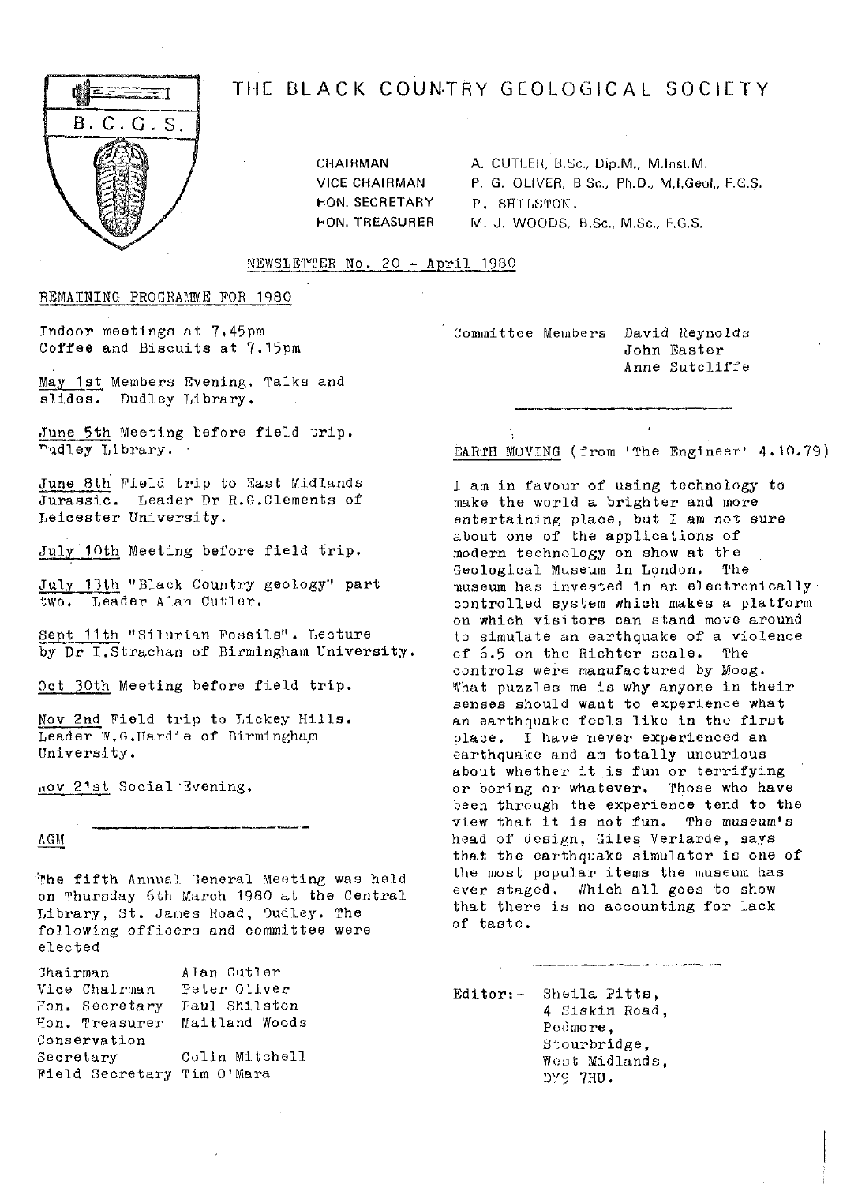# THE BLACK COUNTRY GEOLOGICAL SOCIETY

B.C.G.S.

| | |
|---|---|
| CHAIRMAN | A. CUTLER, B.Sc., Dip.M., M.Inst.M. |
| VICE CHAIRMAN | P. G. OLIVER, B.Sc., Ph.D., M.I.Geol., F.G.S. |
| HON. SECRETARY | P. SHILSTON. |
| HON. TREASURER | M. J. WOODS, B.Sc., M.Sc., F.G.S. |

NEWSLETTER No. 20 - April 1980

## REMAINING PROGRAMME FOR 1980

Indoor meetings at 7.45pm
Coffee and Biscuits at 7.15pm

May 1st Members Evening. Talks and slides. Dudley Library.

June 5th Meeting before field trip. Dudley Library.

June 8th Field trip to East Midlands Jurassic. Leader Dr R.G.Clements of Leicester University.

July 10th Meeting before field trip.

July 13th "Black Country geology" part two. Leader Alan Cutler.

Sept 11th "Silurian Fossils". Lecture by Dr I.Strachan of Birmingham University.

Oct 30th Meeting before field trip.

Nov 2nd Field trip to Lickey Hills. Leader W.G.Hardie of Birmingham University.

Nov 21st Social Evening.

## AGM

The fifth Annual General Meeting was held on Thursday 6th March 1980 at the Central Library, St. James Road, Dudley. The following officers and committee were elected

| | |
|---|---|
| Chairman | Alan Cutler |
| Vice Chairman | Peter Oliver |
| Hon. Secretary | Paul Shilston |
| Hon. Treasurer | Maitland Woods |
| Conservation Secretary | Colin Mitchell |
| Field Secretary | Tim O'Mara |
| Committee Members | David Reynolds |
| | John Easter |
| | Anne Sutcliffe |

## EARTH MOVING (from 'The Engineer' 4.10.79)

I am in favour of using technology to make the world a brighter and more entertaining place, but I am not sure about one of the applications of modern technology on show at the Geological Museum in London. The museum has invested in an electronically controlled system which makes a platform on which visitors can stand move around to simulate an earthquake of a violence of 6.5 on the Richter scale. The controls were manufactured by Moog. What puzzles me is why anyone in their senses should want to experience what an earthquake feels like in the first place. I have never experienced an earthquake and am totally uncurious about whether it is fun or terrifying or boring or whatever. Those who have been through the experience tend to the view that it is not fun. The museum's head of design, Giles Verlarde, says that the earthquake simulator is one of the most popular items the museum has ever staged. Which all goes to show that there is no accounting for lack of taste.

Editor:- Sheila Pitts,
4 Siskin Road,
Pedmore,
Stourbridge,
West Midlands,
DY9 7HU.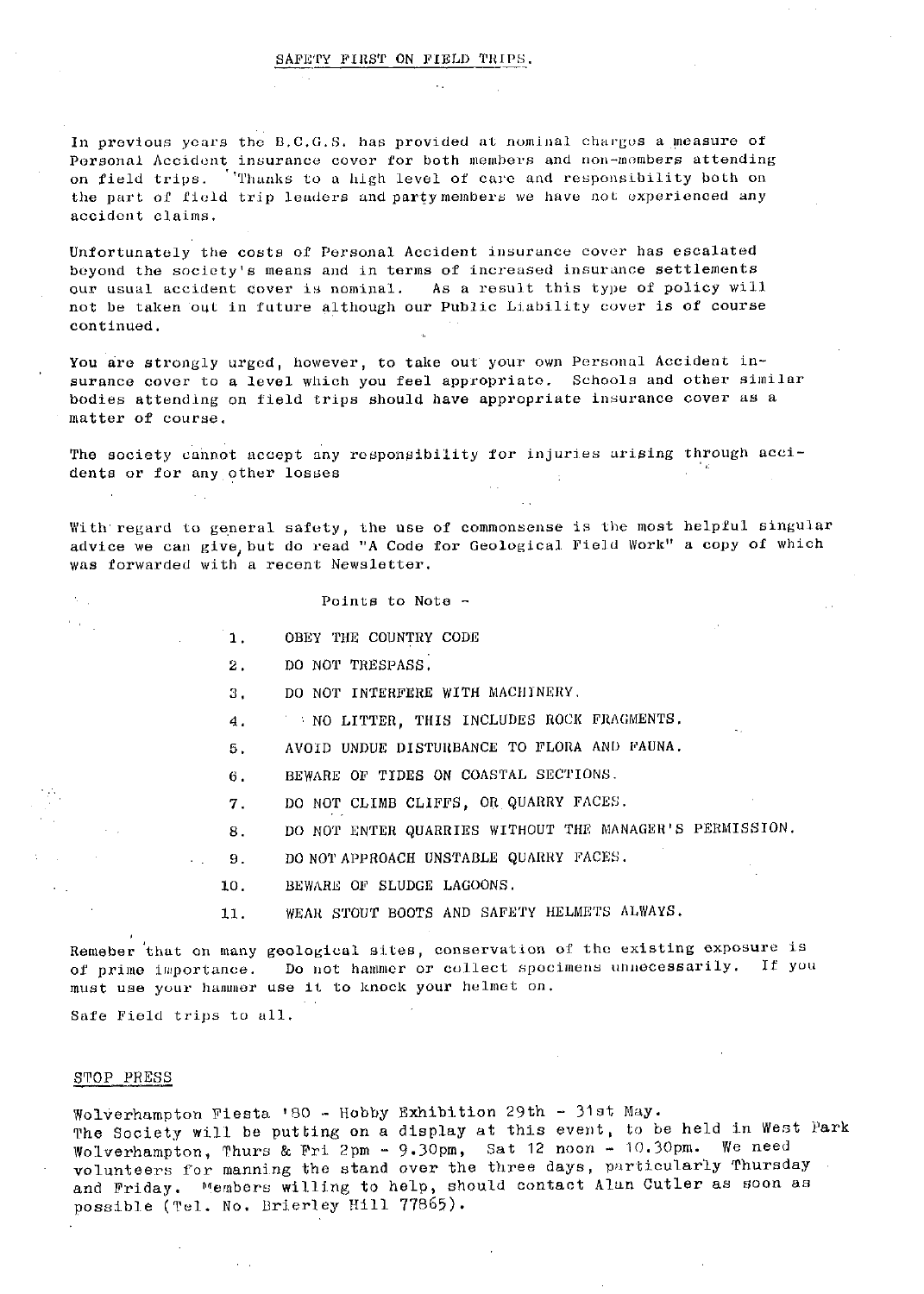## SAFETY FIRST ON FIELD TRIPS.

In previous years the B.C.G.S. has provided at nominal charges a measure of Personal Accident insurance cover for both members and non-members attending on field trips. Thanks to a high level of care and responsibility both on the part of field trip leaders and party members we have not experienced any accident claims.

Unfortunately the costs of Personal Accident insurance cover has escalated beyond the society's means and in terms of increased insurance settlements our usual accident cover is nominal. As a result this type of policy will not be taken out in future although our Public Liability cover is of course continued.

You are strongly urged, however, to take out your own Personal Accident insurance cover to a level which you feel appropriate. Schools and other similar bodies attending on field trips should have appropriate insurance cover as a matter of course.

The society cannot accept any responsibility for injuries arising through accidents or for any other losses

With regard to general safety, the use of commonsense is the most helpful singular advice we can give, but do read "A Code for Geological Field Work" a copy of which was forwarded with a recent Newsletter.

Points to Note -

1. OBEY THE COUNTRY CODE
2. DO NOT TRESPASS.
3. DO NOT INTERFERE WITH MACHINERY.
4. NO LITTER, THIS INCLUDES ROCK FRAGMENTS.
5. AVOID UNDUE DISTURBANCE TO FLORA AND FAUNA.
6. BEWARE OF TIDES ON COASTAL SECTIONS.
7. DO NOT CLIMB CLIFFS, OR QUARRY FACES.
8. DO NOT ENTER QUARRIES WITHOUT THE MANAGER'S PERMISSION.
9. DO NOT APPROACH UNSTABLE QUARRY FACES.
10. BEWARE OF SLUDGE LAGOONS.
11. WEAR STOUT BOOTS AND SAFETY HELMETS ALWAYS.

Remeber that on many geological sites, conservation of the existing exposure is of prime importance. Do not hammer or collect specimens unnecessarily. If you must use your hammer use it to knock your helmet on.

Safe Field trips to all.

## STOP PRESS

Wolverhampton Fiesta '80 - Hobby Exhibition 29th - 31st May.
The Society will be putting on a display at this event, to be held in West Park Wolverhampton, Thurs & Fri 2pm - 9.30pm, Sat 12 noon - 10.30pm. We need volunteers for manning the stand over the three days, particularly Thursday and Friday. Members willing to help, should contact Alan Cutler as soon as possible (Tel. No. Brierley Hill 77865).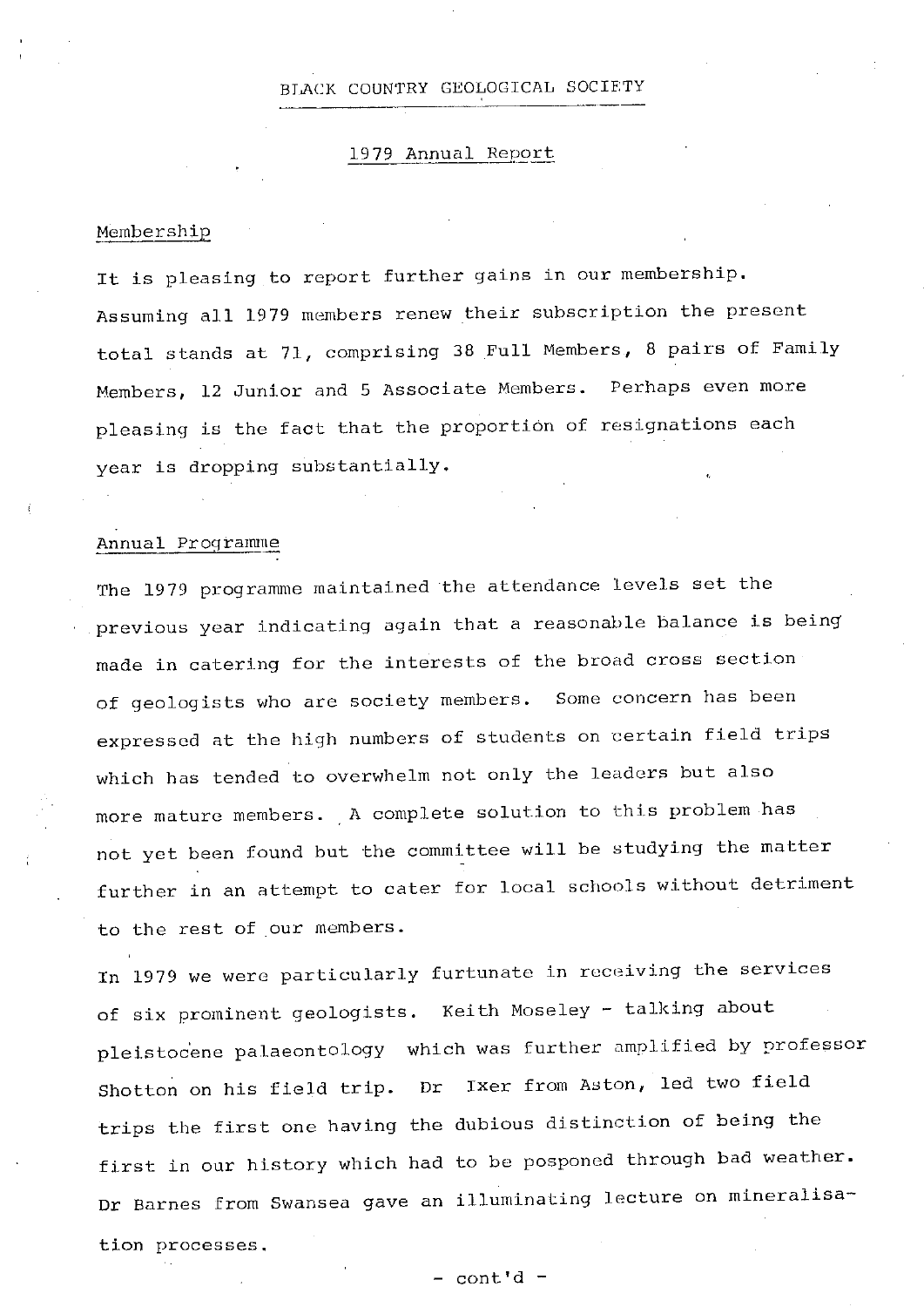# BLACK COUNTRY GEOLOGICAL SOCIETY

## 1979 Annual Report

### Membership

It is pleasing to report further gains in our membership. Assuming all 1979 members renew their subscription the present total stands at 71, comprising 38 Full Members, 8 pairs of Family Members, 12 Junior and 5 Associate Members. Perhaps even more pleasing is the fact that the proportion of resignations each year is dropping substantially.

### Annual Programme

The 1979 programme maintained the attendance levels set the previous year indicating again that a reasonable balance is being made in catering for the interests of the broad cross section of geologists who are society members. Some concern has been expressed at the high numbers of students on certain field trips which has tended to overwhelm not only the leaders but also more mature members. A complete solution to this problem has not yet been found but the committee will be studying the matter further in an attempt to cater for local schools without detriment to the rest of our members.

In 1979 we were particularly furtunate in receiving the services of six prominent geologists. Keith Moseley - talking about pleistocene palaeontology which was further amplified by professor Shotton on his field trip. Dr Ixer from Aston, led two field trips the first one having the dubious distinction of being the first in our history which had to be posponed through bad weather. Dr Barnes from Swansea gave an illuminating lecture on mineralisation processes.

- cont'd -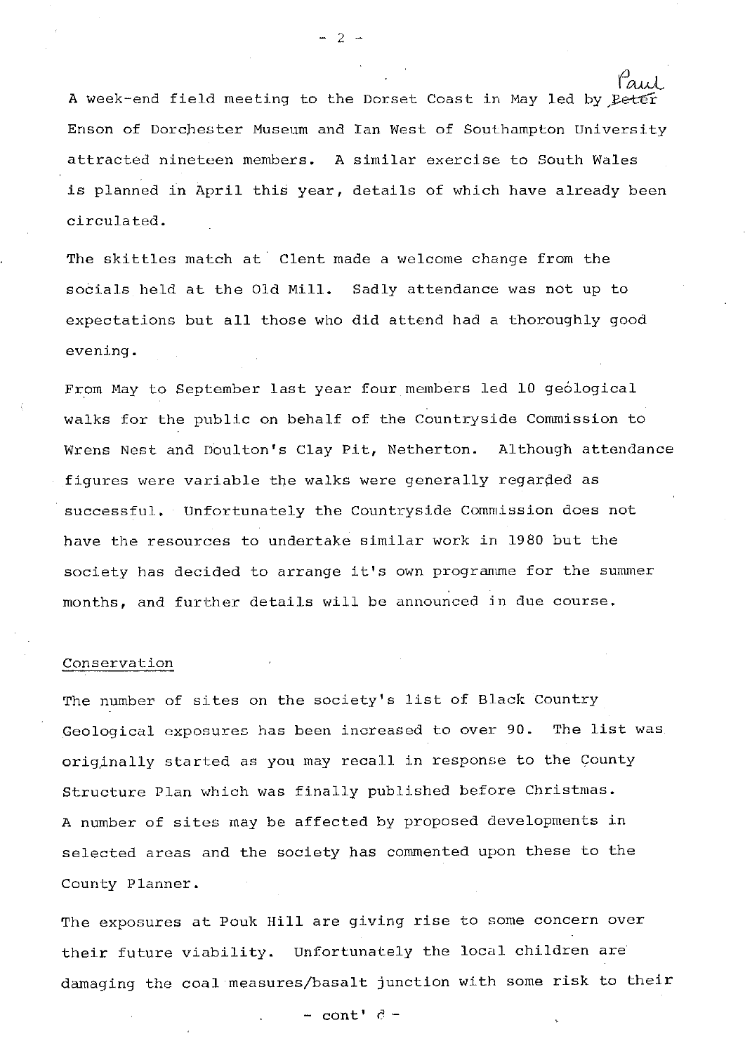A week-end field meeting to the Dorset Coast in May led by Paul Enson of Dorchester Museum and Ian West of Southampton University attracted nineteen members. A similar exercise to South Wales is planned in April this year, details of which have already been circulated.

The skittles match at Clent made a welcome change from the socials held at the Old Mill. Sadly attendance was not up to expectations but all those who did attend had a thoroughly good evening.

From May to September last year four members led 10 geological walks for the public on behalf of the Countryside Commission to Wrens Nest and Doulton's Clay Pit, Netherton. Although attendance figures were variable the walks were generally regarded as successful. Unfortunately the Countryside Commission does not have the resources to undertake similar work in 1980 but the society has decided to arrange it's own programme for the summer months, and further details will be announced in due course.

## Conservation

The number of sites on the society's list of Black Country Geological exposures has been increased to over 90. The list was originally started as you may recall in response to the County Structure Plan which was finally published before Christmas. A number of sites may be affected by proposed developments in selected areas and the society has commented upon these to the County Planner.

The exposures at Pouk Hill are giving rise to some concern over their future viability. Unfortunately the local children are damaging the coal measures/basalt junction with some risk to their

- cont'd -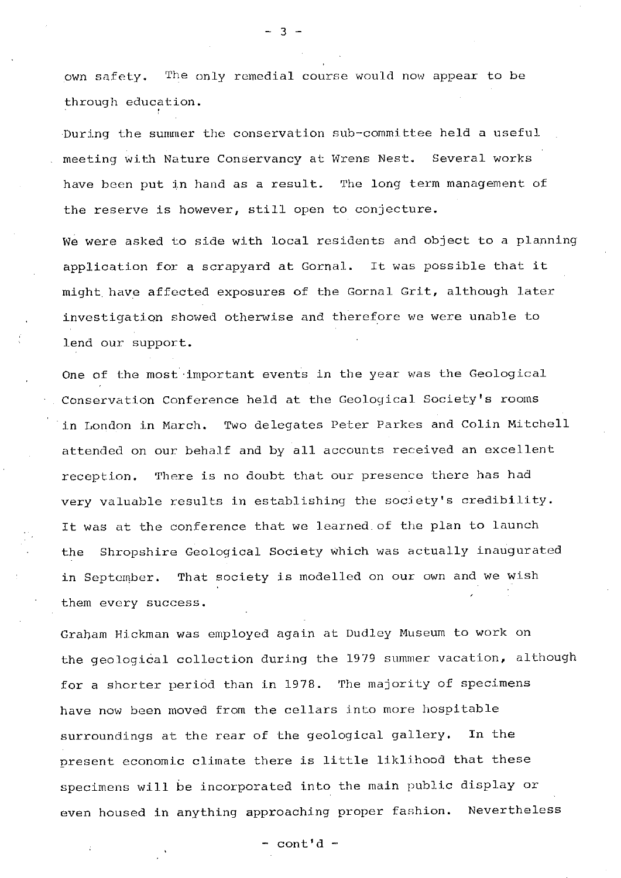own safety. The only remedial course would now appear to be through education.

During the summer the conservation sub-committee held a useful meeting with Nature Conservancy at Wrens Nest. Several works have been put in hand as a result. The long term management of the reserve is however, still open to conjecture.

We were asked to side with local residents and object to a planning application for a scrapyard at Gornal. It was possible that it might have affected exposures of the Gornal Grit, although later investigation showed otherwise and therefore we were unable to lend our support.

One of the most important events in the year was the Geological Conservation Conference held at the Geological Society's rooms in London in March. Two delegates Peter Parkes and Colin Mitchell attended on our behalf and by all accounts received an excellent reception. There is no doubt that our presence there has had very valuable results in establishing the society's credibility. It was at the conference that we learned of the plan to launch the Shropshire Geological Society which was actually inaugurated in September. That society is modelled on our own and we wish them every success.

Graham Hickman was employed again at Dudley Museum to work on the geological collection during the 1979 summer vacation, although for a shorter period than in 1978. The majority of specimens have now been moved from the cellars into more hospitable surroundings at the rear of the geological gallery. In the present economic climate there is little liklihood that these specimens will be incorporated into the main public display or even housed in anything approaching proper fashion. Nevertheless

- cont'd -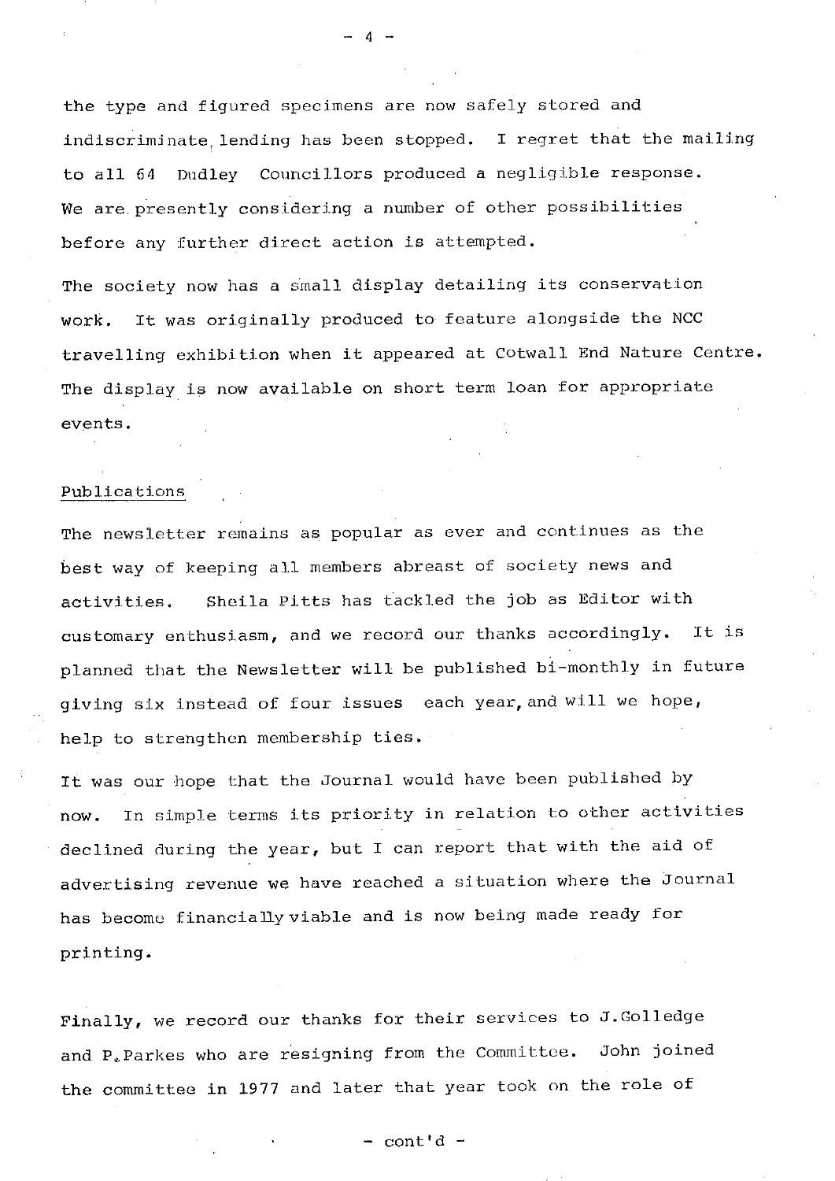the type and figured specimens are now safely stored and indiscriminate lending has been stopped. I regret that the mailing to all 64 Dudley Councillors produced a negligible response. We are presently considering a number of other possibilities before any further direct action is attempted.

The society now has a small display detailing its conservation work. It was originally produced to feature alongside the NCC travelling exhibition when it appeared at Cotwall End Nature Centre. The display is now available on short term loan for appropriate events.

## Publications

The newsletter remains as popular as ever and continues as the best way of keeping all members abreast of society news and activities. Sheila Pitts has tackled the job as Editor with customary enthusiasm, and we record our thanks accordingly. It is planned that the Newsletter will be published bi-monthly in future giving six instead of four issues each year, and will we hope, help to strengthen membership ties.

It was our hope that the Journal would have been published by now. In simple terms its priority in relation to other activities declined during the year, but I can report that with the aid of advertising revenue we have reached a situation where the Journal has become financially viable and is now being made ready for printing.

Finally, we record our thanks for their services to J.Golledge and P.Parkes who are resigning from the Committee. John joined the committee in 1977 and later that year took on the role of

- cont'd -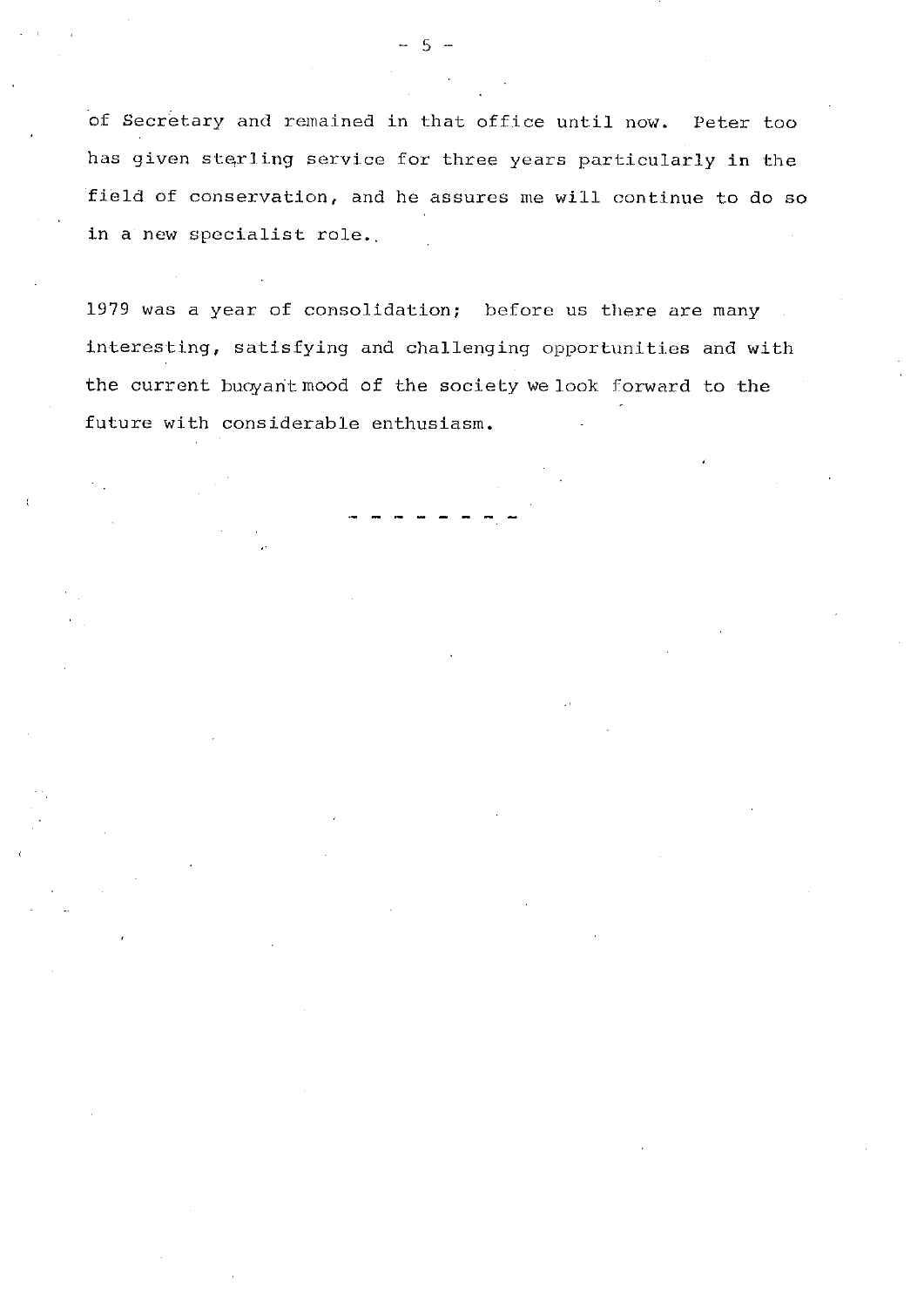of Secretary and remained in that office until now. Peter too has given sterling service for three years particularly in the field of conservation, and he assures me will continue to do so in a new specialist role.

1979 was a year of consolidation; before us there are many interesting, satisfying and challenging opportunities and with the current buoyant mood of the society we look forward to the future with considerable enthusiasm.

- - - - - - - -